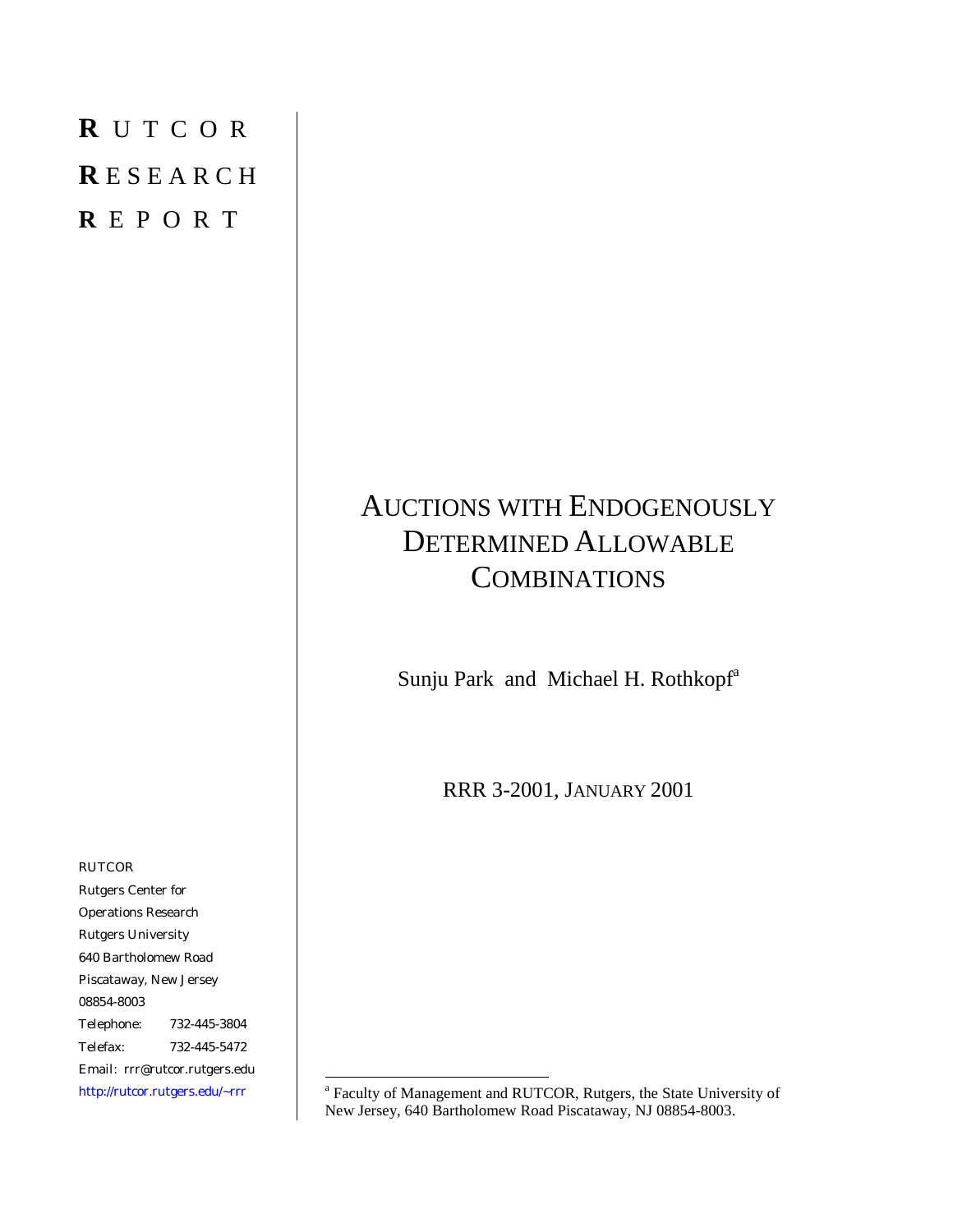**R** U T C O R

**R** E S E A R C H

**R** E P O R T

# AUCTIONS WITH ENDOGENOUSLY DETERMINED ALLOWABLE COMBINATIONS

Sunju Park and Michael H. Rothkopf[a]

RRR 3-2001, JANUARY 2001

RUTCOR
Rutgers Center for
Operations Research
Rutgers University
640 Bartholomew Road
Piscataway, New Jersey
08854-8003
Telephone: 732-445-3804
Telefax: 732-445-5472
Email: rrr@rutcor.rutgers.edu
http://rutcor.rutgers.edu/~rrr

[a] Faculty of Management and RUTCOR, Rutgers, the State University of New Jersey, 640 Bartholomew Road Piscataway, NJ 08854-8003.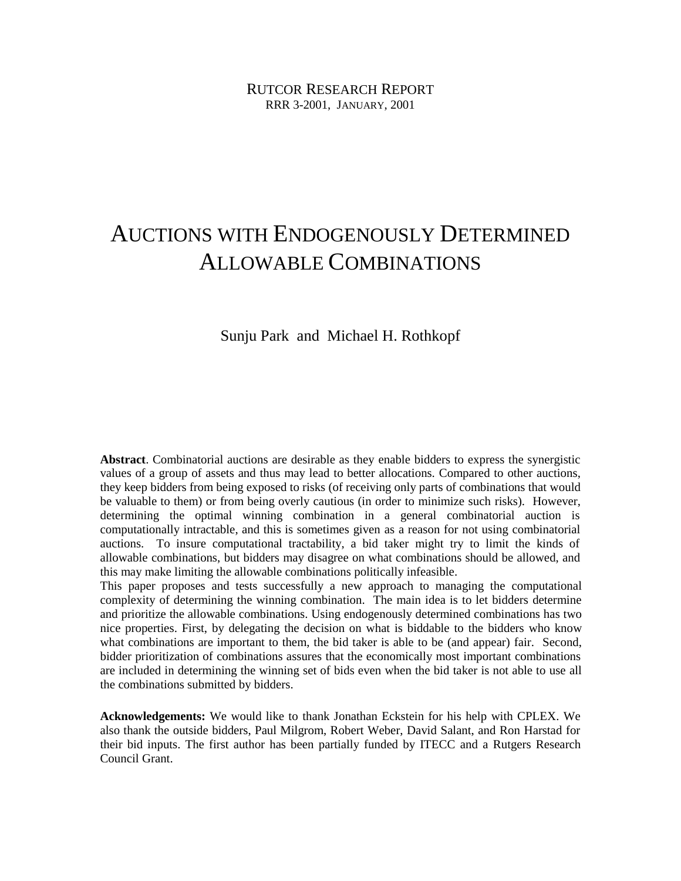RUTCOR RESEARCH REPORT
RRR 3-2001, JANUARY, 2001

# AUCTIONS WITH ENDOGENOUSLY DETERMINED ALLOWABLE COMBINATIONS

Sunju Park and Michael H. Rothkopf

**Abstract**. Combinatorial auctions are desirable as they enable bidders to express the synergistic values of a group of assets and thus may lead to better allocations. Compared to other auctions, they keep bidders from being exposed to risks (of receiving only parts of combinations that would be valuable to them) or from being overly cautious (in order to minimize such risks). However, determining the optimal winning combination in a general combinatorial auction is computationally intractable, and this is sometimes given as a reason for not using combinatorial auctions. To insure computational tractability, a bid taker might try to limit the kinds of allowable combinations, but bidders may disagree on what combinations should be allowed, and this may make limiting the allowable combinations politically infeasible.

This paper proposes and tests successfully a new approach to managing the computational complexity of determining the winning combination. The main idea is to let bidders determine and prioritize the allowable combinations. Using endogenously determined combinations has two nice properties. First, by delegating the decision on what is biddable to the bidders who know what combinations are important to them, the bid taker is able to be (and appear) fair. Second, bidder prioritization of combinations assures that the economically most important combinations are included in determining the winning set of bids even when the bid taker is not able to use all the combinations submitted by bidders.

**Acknowledgements:** We would like to thank Jonathan Eckstein for his help with CPLEX. We also thank the outside bidders, Paul Milgrom, Robert Weber, David Salant, and Ron Harstad for their bid inputs. The first author has been partially funded by ITECC and a Rutgers Research Council Grant.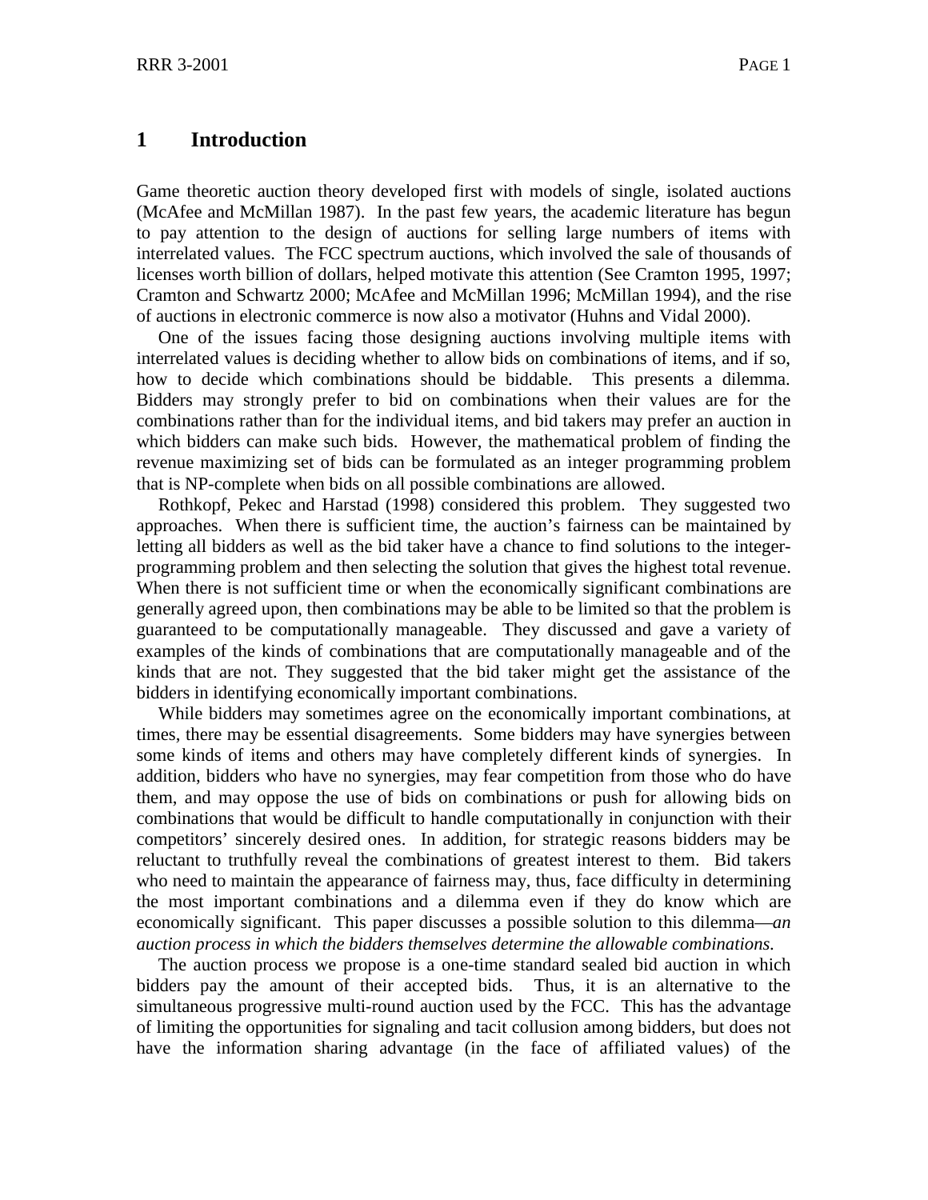# 1 Introduction

Game theoretic auction theory developed first with models of single, isolated auctions (McAfee and McMillan 1987). In the past few years, the academic literature has begun to pay attention to the design of auctions for selling large numbers of items with interrelated values. The FCC spectrum auctions, which involved the sale of thousands of licenses worth billion of dollars, helped motivate this attention (See Cramton 1995, 1997; Cramton and Schwartz 2000; McAfee and McMillan 1996; McMillan 1994), and the rise of auctions in electronic commerce is now also a motivator (Huhns and Vidal 2000).

One of the issues facing those designing auctions involving multiple items with interrelated values is deciding whether to allow bids on combinations of items, and if so, how to decide which combinations should be biddable. This presents a dilemma. Bidders may strongly prefer to bid on combinations when their values are for the combinations rather than for the individual items, and bid takers may prefer an auction in which bidders can make such bids. However, the mathematical problem of finding the revenue maximizing set of bids can be formulated as an integer programming problem that is NP-complete when bids on all possible combinations are allowed.

Rothkopf, Pekec and Harstad (1998) considered this problem. They suggested two approaches. When there is sufficient time, the auction's fairness can be maintained by letting all bidders as well as the bid taker have a chance to find solutions to the integer-programming problem and then selecting the solution that gives the highest total revenue. When there is not sufficient time or when the economically significant combinations are generally agreed upon, then combinations may be able to be limited so that the problem is guaranteed to be computationally manageable. They discussed and gave a variety of examples of the kinds of combinations that are computationally manageable and of the kinds that are not. They suggested that the bid taker might get the assistance of the bidders in identifying economically important combinations.

While bidders may sometimes agree on the economically important combinations, at times, there may be essential disagreements. Some bidders may have synergies between some kinds of items and others may have completely different kinds of synergies. In addition, bidders who have no synergies, may fear competition from those who do have them, and may oppose the use of bids on combinations or push for allowing bids on combinations that would be difficult to handle computationally in conjunction with their competitors' sincerely desired ones. In addition, for strategic reasons bidders may be reluctant to truthfully reveal the combinations of greatest interest to them. Bid takers who need to maintain the appearance of fairness may, thus, face difficulty in determining the most important combinations and a dilemma even if they do know which are economically significant. This paper discusses a possible solution to this dilemma—*an auction process in which the bidders themselves determine the allowable combinations.*

The auction process we propose is a one-time standard sealed bid auction in which bidders pay the amount of their accepted bids. Thus, it is an alternative to the simultaneous progressive multi-round auction used by the FCC. This has the advantage of limiting the opportunities for signaling and tacit collusion among bidders, but does not have the information sharing advantage (in the face of affiliated values) of the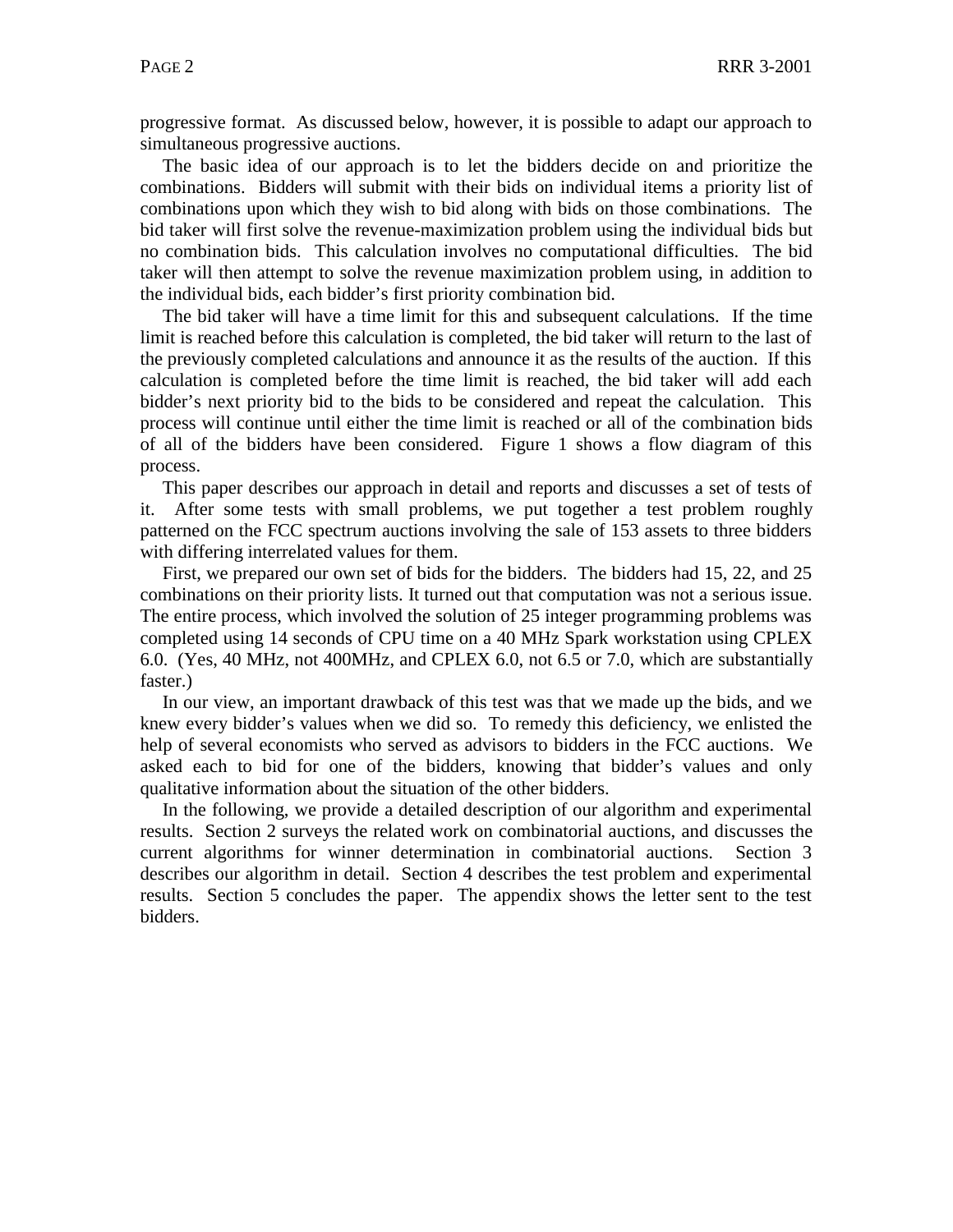progressive format. As discussed below, however, it is possible to adapt our approach to simultaneous progressive auctions.

The basic idea of our approach is to let the bidders decide on and prioritize the combinations. Bidders will submit with their bids on individual items a priority list of combinations upon which they wish to bid along with bids on those combinations. The bid taker will first solve the revenue-maximization problem using the individual bids but no combination bids. This calculation involves no computational difficulties. The bid taker will then attempt to solve the revenue maximization problem using, in addition to the individual bids, each bidder's first priority combination bid.

The bid taker will have a time limit for this and subsequent calculations. If the time limit is reached before this calculation is completed, the bid taker will return to the last of the previously completed calculations and announce it as the results of the auction. If this calculation is completed before the time limit is reached, the bid taker will add each bidder's next priority bid to the bids to be considered and repeat the calculation. This process will continue until either the time limit is reached or all of the combination bids of all of the bidders have been considered. Figure 1 shows a flow diagram of this process.

This paper describes our approach in detail and reports and discusses a set of tests of it. After some tests with small problems, we put together a test problem roughly patterned on the FCC spectrum auctions involving the sale of 153 assets to three bidders with differing interrelated values for them.

First, we prepared our own set of bids for the bidders. The bidders had 15, 22, and 25 combinations on their priority lists. It turned out that computation was not a serious issue. The entire process, which involved the solution of 25 integer programming problems was completed using 14 seconds of CPU time on a 40 MHz Spark workstation using CPLEX 6.0. (Yes, 40 MHz, not 400MHz, and CPLEX 6.0, not 6.5 or 7.0, which are substantially faster.)

In our view, an important drawback of this test was that we made up the bids, and we knew every bidder's values when we did so. To remedy this deficiency, we enlisted the help of several economists who served as advisors to bidders in the FCC auctions. We asked each to bid for one of the bidders, knowing that bidder's values and only qualitative information about the situation of the other bidders.

In the following, we provide a detailed description of our algorithm and experimental results. Section 2 surveys the related work on combinatorial auctions, and discusses the current algorithms for winner determination in combinatorial auctions. Section 3 describes our algorithm in detail. Section 4 describes the test problem and experimental results. Section 5 concludes the paper. The appendix shows the letter sent to the test bidders.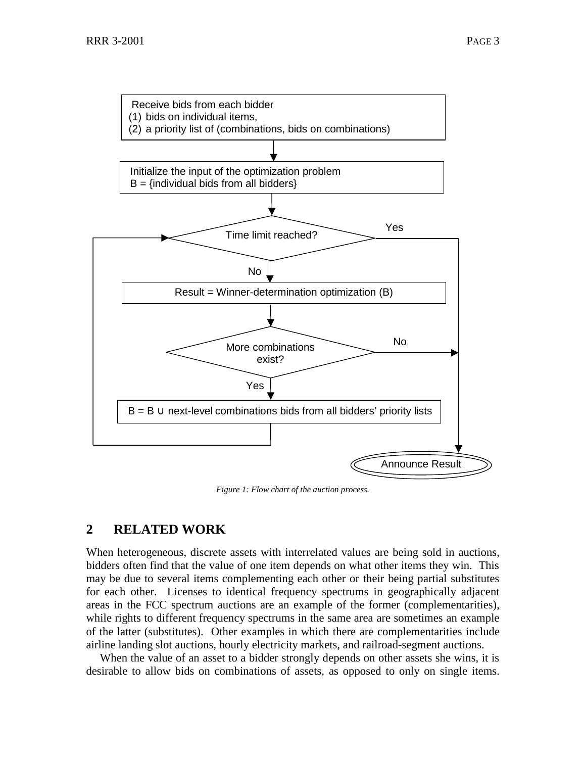Receive bids from each bidder
(1) bids on individual items,
(2) a priority list of (combinations, bids on combinations)

Initialize the input of the optimization problem
B = {individual bids from all bidders}

Time limit reached?

Yes

No

Result = Winner-determination optimization (B)

More combinations exist?

No

Yes

B = B ∪ next-level combinations bids from all bidders' priority lists

Announce Result

*Figure 1: Flow chart of the auction process.*

## 2 RELATED WORK

When heterogeneous, discrete assets with interrelated values are being sold in auctions, bidders often find that the value of one item depends on what other items they win. This may be due to several items complementing each other or their being partial substitutes for each other. Licenses to identical frequency spectrums in geographically adjacent areas in the FCC spectrum auctions are an example of the former (complementarities), while rights to different frequency spectrums in the same area are sometimes an example of the latter (substitutes). Other examples in which there are complementarities include airline landing slot auctions, hourly electricity markets, and railroad-segment auctions.

When the value of an asset to a bidder strongly depends on other assets she wins, it is desirable to allow bids on combinations of assets, as opposed to only on single items.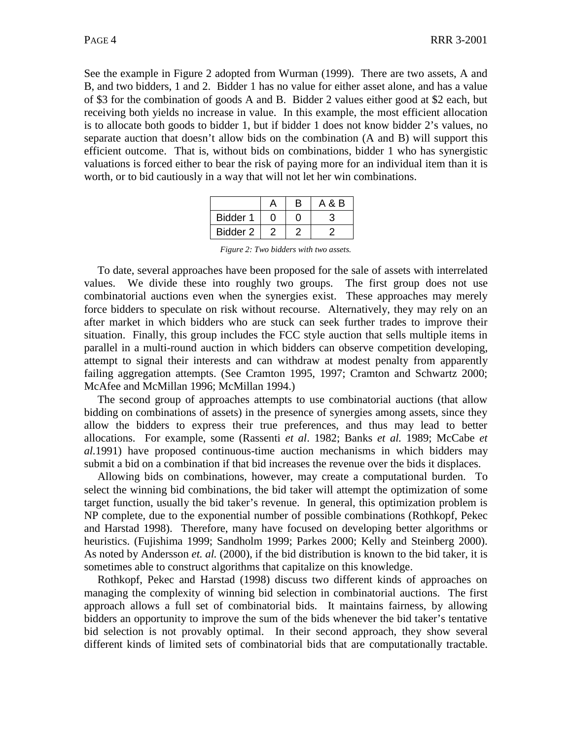See the example in Figure 2 adopted from Wurman (1999). There are two assets, A and B, and two bidders, 1 and 2. Bidder 1 has no value for either asset alone, and has a value of \$3 for the combination of goods A and B. Bidder 2 values either good at \$2 each, but receiving both yields no increase in value. In this example, the most efficient allocation is to allocate both goods to bidder 1, but if bidder 1 does not know bidder 2's values, no separate auction that doesn't allow bids on the combination (A and B) will support this efficient outcome. That is, without bids on combinations, bidder 1 who has synergistic valuations is forced either to bear the risk of paying more for an individual item than it is worth, or to bid cautiously in a way that will not let her win combinations.

| | A | B | A & B |
|---|---|---|---|
| Bidder 1 | 0 | 0 | 3 |
| Bidder 2 | 2 | 2 | 2 |

*Figure 2: Two bidders with two assets.*

To date, several approaches have been proposed for the sale of assets with interrelated values. We divide these into roughly two groups. The first group does not use combinatorial auctions even when the synergies exist. These approaches may merely force bidders to speculate on risk without recourse. Alternatively, they may rely on an after market in which bidders who are stuck can seek further trades to improve their situation. Finally, this group includes the FCC style auction that sells multiple items in parallel in a multi-round auction in which bidders can observe competition developing, attempt to signal their interests and can withdraw at modest penalty from apparently failing aggregation attempts. (See Cramton 1995, 1997; Cramton and Schwartz 2000; McAfee and McMillan 1996; McMillan 1994.)

The second group of approaches attempts to use combinatorial auctions (that allow bidding on combinations of assets) in the presence of synergies among assets, since they allow the bidders to express their true preferences, and thus may lead to better allocations. For example, some (Rassenti *et al*. 1982; Banks *et al.* 1989; McCabe *et al.*1991) have proposed continuous-time auction mechanisms in which bidders may submit a bid on a combination if that bid increases the revenue over the bids it displaces.

Allowing bids on combinations, however, may create a computational burden. To select the winning bid combinations, the bid taker will attempt the optimization of some target function, usually the bid taker's revenue. In general, this optimization problem is NP complete, due to the exponential number of possible combinations (Rothkopf, Pekec and Harstad 1998). Therefore, many have focused on developing better algorithms or heuristics. (Fujishima 1999; Sandholm 1999; Parkes 2000; Kelly and Steinberg 2000). As noted by Andersson *et. al.* (2000), if the bid distribution is known to the bid taker, it is sometimes able to construct algorithms that capitalize on this knowledge.

Rothkopf, Pekec and Harstad (1998) discuss two different kinds of approaches on managing the complexity of winning bid selection in combinatorial auctions. The first approach allows a full set of combinatorial bids. It maintains fairness, by allowing bidders an opportunity to improve the sum of the bids whenever the bid taker's tentative bid selection is not provably optimal. In their second approach, they show several different kinds of limited sets of combinatorial bids that are computationally tractable.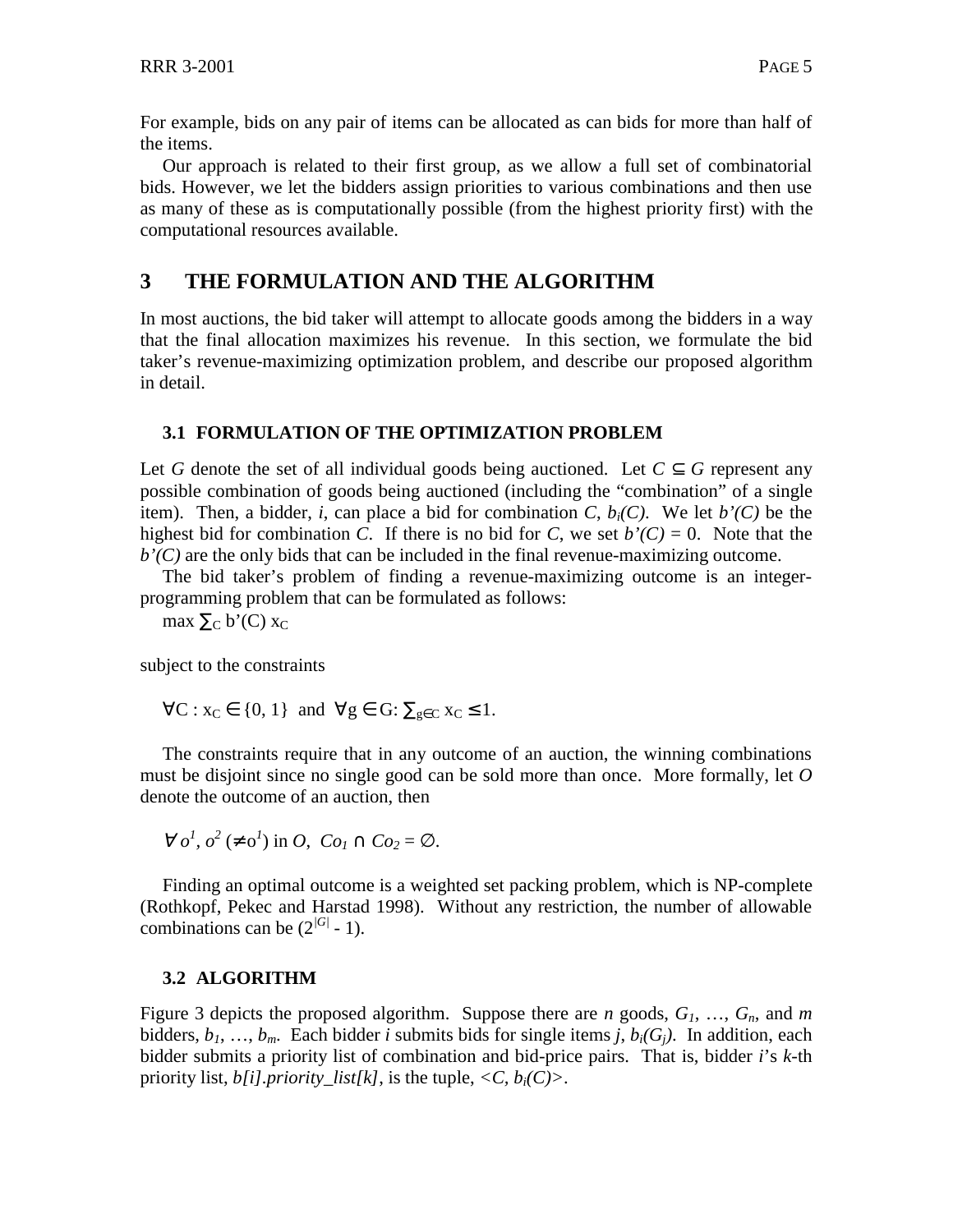For example, bids on any pair of items can be allocated as can bids for more than half of the items.

Our approach is related to their first group, as we allow a full set of combinatorial bids. However, we let the bidders assign priorities to various combinations and then use as many of these as is computationally possible (from the highest priority first) with the computational resources available.

# 3 THE FORMULATION AND THE ALGORITHM

In most auctions, the bid taker will attempt to allocate goods among the bidders in a way that the final allocation maximizes his revenue. In this section, we formulate the bid taker's revenue-maximizing optimization problem, and describe our proposed algorithm in detail.

## 3.1 FORMULATION OF THE OPTIMIZATION PROBLEM

Let $G$ denote the set of all individual goods being auctioned. Let $C \subseteq G$ represent any possible combination of goods being auctioned (including the "combination" of a single item). Then, a bidder, $i$, can place a bid for combination $C$, $b_i(C)$. We let $b'(C)$ be the highest bid for combination $C$. If there is no bid for $C$, we set $b'(C) = 0$. Note that the $b'(C)$ are the only bids that can be included in the final revenue-maximizing outcome.

The bid taker's problem of finding a revenue-maximizing outcome is an integer-programming problem that can be formulated as follows:

$$\max \sum_C b'(C)\, x_C$$

subject to the constraints

$$\forall C : x_C \in \{0, 1\} \;\text{ and }\; \forall g \in G: \sum_{g \in C} x_C \leq 1.$$

The constraints require that in any outcome of an auction, the winning combinations must be disjoint since no single good can be sold more than once. More formally, let $O$ denote the outcome of an auction, then

$$\forall\, o^1, o^2\ (\neq o^1) \text{ in } O,\ \ Co_1 \cap Co_2 = \emptyset.$$

Finding an optimal outcome is a weighted set packing problem, which is NP-complete (Rothkopf, Pekec and Harstad 1998). Without any restriction, the number of allowable combinations can be $(2^{|G|} - 1)$.

## 3.2 ALGORITHM

Figure 3 depicts the proposed algorithm. Suppose there are $n$ goods, $G_1, \ldots, G_n$, and $m$ bidders, $b_1, \ldots, b_m$. Each bidder $i$ submits bids for single items $j$, $b_i(G_j)$. In addition, each bidder submits a priority list of combination and bid-price pairs. That is, bidder $i$'s $k$-th priority list, *b[i].priority_list[k]*, is the tuple, $<C, b_i(C)>$.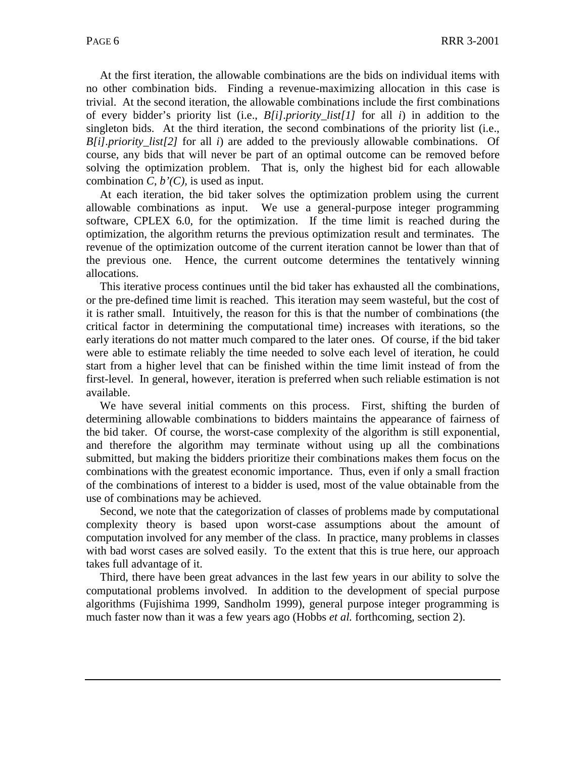At the first iteration, the allowable combinations are the bids on individual items with no other combination bids. Finding a revenue-maximizing allocation in this case is trivial. At the second iteration, the allowable combinations include the first combinations of every bidder's priority list (i.e., *B[i].priority_list[1]* for all *i*) in addition to the singleton bids. At the third iteration, the second combinations of the priority list (i.e., *B[i].priority_list[2]* for all *i*) are added to the previously allowable combinations. Of course, any bids that will never be part of an optimal outcome can be removed before solving the optimization problem. That is, only the highest bid for each allowable combination $C$, $b'(C)$, is used as input.

At each iteration, the bid taker solves the optimization problem using the current allowable combinations as input. We use a general-purpose integer programming software, CPLEX 6.0, for the optimization. If the time limit is reached during the optimization, the algorithm returns the previous optimization result and terminates. The revenue of the optimization outcome of the current iteration cannot be lower than that of the previous one. Hence, the current outcome determines the tentatively winning allocations.

This iterative process continues until the bid taker has exhausted all the combinations, or the pre-defined time limit is reached. This iteration may seem wasteful, but the cost of it is rather small. Intuitively, the reason for this is that the number of combinations (the critical factor in determining the computational time) increases with iterations, so the early iterations do not matter much compared to the later ones. Of course, if the bid taker were able to estimate reliably the time needed to solve each level of iteration, he could start from a higher level that can be finished within the time limit instead of from the first-level. In general, however, iteration is preferred when such reliable estimation is not available.

We have several initial comments on this process. First, shifting the burden of determining allowable combinations to bidders maintains the appearance of fairness of the bid taker. Of course, the worst-case complexity of the algorithm is still exponential, and therefore the algorithm may terminate without using up all the combinations submitted, but making the bidders prioritize their combinations makes them focus on the combinations with the greatest economic importance. Thus, even if only a small fraction of the combinations of interest to a bidder is used, most of the value obtainable from the use of combinations may be achieved.

Second, we note that the categorization of classes of problems made by computational complexity theory is based upon worst-case assumptions about the amount of computation involved for any member of the class. In practice, many problems in classes with bad worst cases are solved easily. To the extent that this is true here, our approach takes full advantage of it.

Third, there have been great advances in the last few years in our ability to solve the computational problems involved. In addition to the development of special purpose algorithms (Fujishima 1999, Sandholm 1999), general purpose integer programming is much faster now than it was a few years ago (Hobbs *et al.* forthcoming, section 2).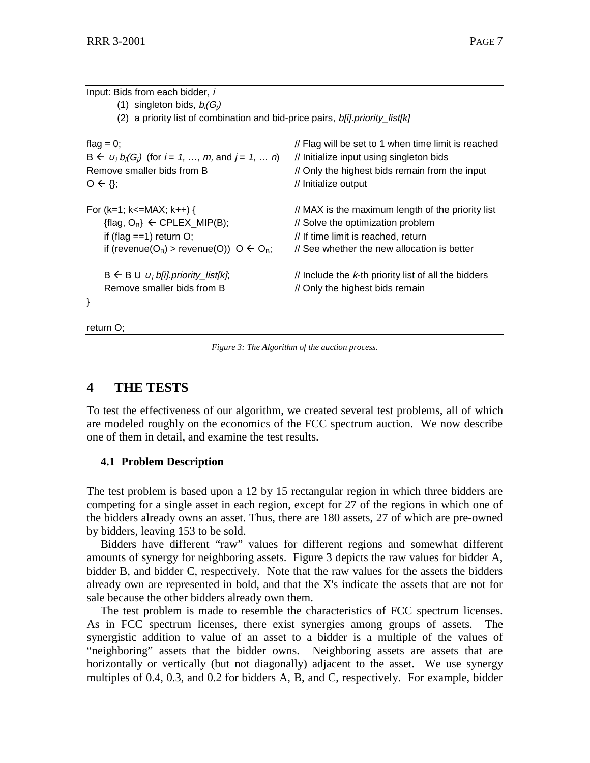```
Input: Bids from each bidder, i
        (1)  singleton bids, b_i(G_j)
        (2)  a priority list of combination and bid-price pairs, b[i].priority_list[k]

flag = 0;                                            // Flag will be set to 1 when time limit is reached
B ← ∪_i b_i(G_j)  (for i = 1, …, m, and j = 1, … n)  // Initialize input using singleton bids
Remove smaller bids from B                           // Only the highest bids remain from the input
O ← {};                                              // Initialize output

For (k=1; k<=MAX; k++) {                             // MAX is the maximum length of the priority list
    {flag, O_B} ← CPLEX_MIP(B);                      // Solve the optimization problem
    if (flag ==1) return O;                          // If time limit is reached, return
    if (revenue(O_B) > revenue(O))  O ← O_B;         // See whether the new allocation is better

    B ← B U ∪_i b[i].priority_list[k];               // Include the k-th priority list of all the bidders
    Remove smaller bids from B                       // Only the highest bids remain
}

return O;
```

*Figure 3: The Algorithm of the auction process.*

# 4 THE TESTS

To test the effectiveness of our algorithm, we created several test problems, all of which are modeled roughly on the economics of the FCC spectrum auction. We now describe one of them in detail, and examine the test results.

## 4.1 Problem Description

The test problem is based upon a 12 by 15 rectangular region in which three bidders are competing for a single asset in each region, except for 27 of the regions in which one of the bidders already owns an asset. Thus, there are 180 assets, 27 of which are pre-owned by bidders, leaving 153 to be sold.

Bidders have different "raw" values for different regions and somewhat different amounts of synergy for neighboring assets. Figure 3 depicts the raw values for bidder A, bidder B, and bidder C, respectively. Note that the raw values for the assets the bidders already own are represented in bold, and that the X's indicate the assets that are not for sale because the other bidders already own them.

The test problem is made to resemble the characteristics of FCC spectrum licenses. As in FCC spectrum licenses, there exist synergies among groups of assets. The synergistic addition to value of an asset to a bidder is a multiple of the values of "neighboring" assets that the bidder owns. Neighboring assets are assets that are horizontally or vertically (but not diagonally) adjacent to the asset. We use synergy multiples of 0.4, 0.3, and 0.2 for bidders A, B, and C, respectively. For example, bidder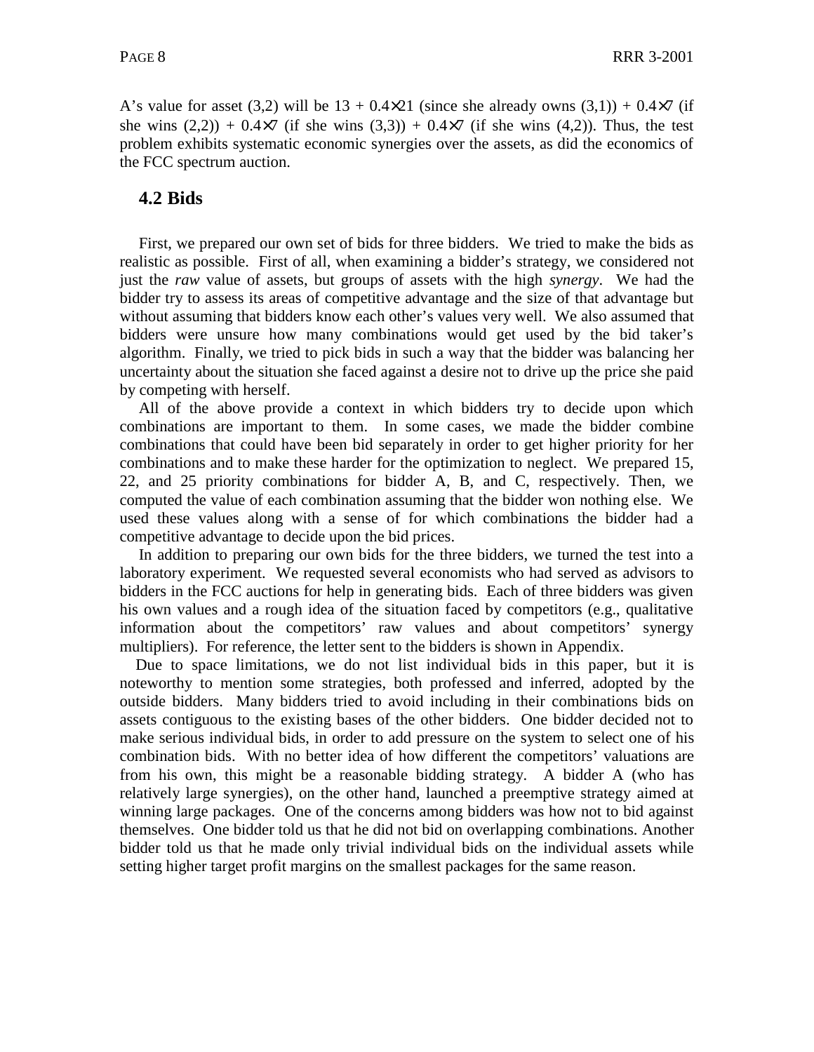A's value for asset (3,2) will be $13 + 0.4\times21$ (since she already owns (3,1)) + $0.4\times7$ (if she wins (2,2)) + $0.4\times7$ (if she wins (3,3)) + $0.4\times7$ (if she wins (4,2)). Thus, the test problem exhibits systematic economic synergies over the assets, as did the economics of the FCC spectrum auction.

## 4.2 Bids

First, we prepared our own set of bids for three bidders. We tried to make the bids as realistic as possible. First of all, when examining a bidder's strategy, we considered not just the *raw* value of assets, but groups of assets with the high *synergy*. We had the bidder try to assess its areas of competitive advantage and the size of that advantage but without assuming that bidders know each other's values very well. We also assumed that bidders were unsure how many combinations would get used by the bid taker's algorithm. Finally, we tried to pick bids in such a way that the bidder was balancing her uncertainty about the situation she faced against a desire not to drive up the price she paid by competing with herself.

All of the above provide a context in which bidders try to decide upon which combinations are important to them. In some cases, we made the bidder combine combinations that could have been bid separately in order to get higher priority for her combinations and to make these harder for the optimization to neglect. We prepared 15, 22, and 25 priority combinations for bidder A, B, and C, respectively. Then, we computed the value of each combination assuming that the bidder won nothing else. We used these values along with a sense of for which combinations the bidder had a competitive advantage to decide upon the bid prices.

In addition to preparing our own bids for the three bidders, we turned the test into a laboratory experiment. We requested several economists who had served as advisors to bidders in the FCC auctions for help in generating bids. Each of three bidders was given his own values and a rough idea of the situation faced by competitors (e.g., qualitative information about the competitors' raw values and about competitors' synergy multipliers). For reference, the letter sent to the bidders is shown in Appendix.

Due to space limitations, we do not list individual bids in this paper, but it is noteworthy to mention some strategies, both professed and inferred, adopted by the outside bidders. Many bidders tried to avoid including in their combinations bids on assets contiguous to the existing bases of the other bidders. One bidder decided not to make serious individual bids, in order to add pressure on the system to select one of his combination bids. With no better idea of how different the competitors' valuations are from his own, this might be a reasonable bidding strategy. A bidder A (who has relatively large synergies), on the other hand, launched a preemptive strategy aimed at winning large packages. One of the concerns among bidders was how not to bid against themselves. One bidder told us that he did not bid on overlapping combinations. Another bidder told us that he made only trivial individual bids on the individual assets while setting higher target profit margins on the smallest packages for the same reason.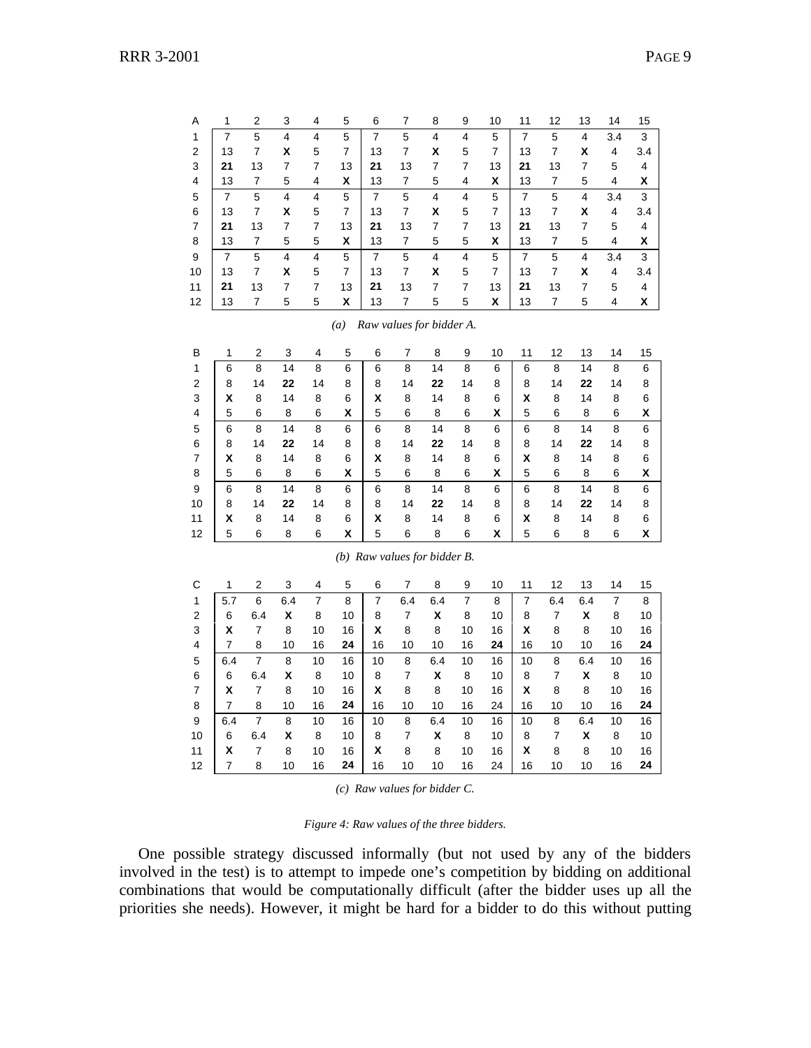| A | 1 | 2 | 3 | 4 | 5 | 6 | 7 | 8 | 9 | 10 | 11 | 12 | 13 | 14 | 15 |
|---|---|---|---|---|---|---|---|---|---|---|---|---|---|---|---|
| 1 | 7 | 5 | 4 | 4 | 5 | 7 | 5 | 4 | 4 | 5 | 7 | 5 | 4 | 3.4 | 3 |
| 2 | 13 | 7 | **X** | 5 | 7 | 13 | 7 | **X** | 5 | 7 | 13 | 7 | **X** | 4 | 3.4 |
| 3 | **21** | 13 | 7 | 7 | 13 | **21** | 13 | 7 | 7 | 13 | **21** | 13 | 7 | 5 | 4 |
| 4 | 13 | 7 | 5 | 4 | **X** | 13 | 7 | 5 | 4 | **X** | 13 | 7 | 5 | 4 | **X** |
| 5 | 7 | 5 | 4 | 4 | 5 | 7 | 5 | 4 | 4 | 5 | 7 | 5 | 4 | 3.4 | 3 |
| 6 | 13 | 7 | **X** | 5 | 7 | 13 | 7 | **X** | 5 | 7 | 13 | 7 | **X** | 4 | 3.4 |
| 7 | **21** | 13 | 7 | 7 | 13 | **21** | 13 | 7 | 7 | 13 | **21** | 13 | 7 | 5 | 4 |
| 8 | 13 | 7 | 5 | 5 | **X** | 13 | 7 | 5 | 5 | **X** | 13 | 7 | 5 | 4 | **X** |
| 9 | 7 | 5 | 4 | 4 | 5 | 7 | 5 | 4 | 4 | 5 | 7 | 5 | 4 | 3.4 | 3 |
| 10 | 13 | 7 | **X** | 5 | 7 | 13 | 7 | **X** | 5 | 7 | 13 | 7 | **X** | 4 | 3.4 |
| 11 | **21** | 13 | 7 | 7 | 13 | **21** | 13 | 7 | 7 | 13 | **21** | 13 | 7 | 5 | 4 |
| 12 | 13 | 7 | 5 | 5 | **X** | 13 | 7 | 5 | 5 | **X** | 13 | 7 | 5 | 4 | **X** |

*(a) Raw values for bidder A.*

| B | 1 | 2 | 3 | 4 | 5 | 6 | 7 | 8 | 9 | 10 | 11 | 12 | 13 | 14 | 15 |
|---|---|---|---|---|---|---|---|---|---|---|---|---|---|---|---|
| 1 | 6 | 8 | 14 | 8 | 6 | 6 | 8 | 14 | 8 | 6 | 6 | 8 | 14 | 8 | 6 |
| 2 | 8 | 14 | **22** | 14 | 8 | 8 | 14 | **22** | 14 | 8 | 8 | 14 | **22** | 14 | 8 |
| 3 | **X** | 8 | 14 | 8 | 6 | **X** | 8 | 14 | 8 | 6 | **X** | 8 | 14 | 8 | 6 |
| 4 | 5 | 6 | 8 | 6 | **X** | 5 | 6 | 8 | 6 | **X** | 5 | 6 | 8 | 6 | **X** |
| 5 | 6 | 8 | 14 | 8 | 6 | 6 | 8 | 14 | 8 | 6 | 6 | 8 | 14 | 8 | 6 |
| 6 | 8 | 14 | **22** | 14 | 8 | 8 | 14 | **22** | 14 | 8 | 8 | 14 | **22** | 14 | 8 |
| 7 | **X** | 8 | 14 | 8 | 6 | **X** | 8 | 14 | 8 | 6 | **X** | 8 | 14 | 8 | 6 |
| 8 | 5 | 6 | 8 | 6 | **X** | 5 | 6 | 8 | 6 | **X** | 5 | 6 | 8 | 6 | **X** |
| 9 | 6 | 8 | 14 | 8 | 6 | 6 | 8 | 14 | 8 | 6 | 6 | 8 | 14 | 8 | 6 |
| 10 | 8 | 14 | **22** | 14 | 8 | 8 | 14 | **22** | 14 | 8 | 8 | 14 | **22** | 14 | 8 |
| 11 | **X** | 8 | 14 | 8 | 6 | **X** | 8 | 14 | 8 | 6 | **X** | 8 | 14 | 8 | 6 |
| 12 | 5 | 6 | 8 | 6 | **X** | 5 | 6 | 8 | 6 | **X** | 5 | 6 | 8 | 6 | **X** |

*(b) Raw values for bidder B.*

| C | 1 | 2 | 3 | 4 | 5 | 6 | 7 | 8 | 9 | 10 | 11 | 12 | 13 | 14 | 15 |
|---|---|---|---|---|---|---|---|---|---|---|---|---|---|---|---|
| 1 | 5.7 | 6 | 6.4 | 7 | 8 | 7 | 6.4 | 6.4 | 7 | 8 | 7 | 6.4 | 6.4 | 7 | 8 |
| 2 | 6 | 6.4 | **X** | 8 | 10 | 8 | 7 | **X** | 8 | 10 | 8 | 7 | **X** | 8 | 10 |
| 3 | **X** | 7 | 8 | 10 | 16 | **X** | 8 | 8 | 10 | 16 | **X** | 8 | 8 | 10 | 16 |
| 4 | 7 | 8 | 10 | 16 | **24** | 16 | 10 | 10 | 16 | **24** | 16 | 10 | 10 | 16 | **24** |
| 5 | 6.4 | 7 | 8 | 10 | 16 | 10 | 8 | 6.4 | 10 | 16 | 10 | 8 | 6.4 | 10 | 16 |
| 6 | 6 | 6.4 | **X** | 8 | 10 | 8 | 7 | **X** | 8 | 10 | 8 | 7 | **X** | 8 | 10 |
| 7 | **X** | 7 | 8 | 10 | 16 | **X** | 8 | 8 | 10 | 16 | **X** | 8 | 8 | 10 | 16 |
| 8 | 7 | 8 | 10 | 16 | **24** | 16 | 10 | 10 | 16 | 24 | 16 | 10 | 10 | 16 | **24** |
| 9 | 6.4 | 7 | 8 | 10 | 16 | 10 | 8 | 6.4 | 10 | 16 | 10 | 8 | 6.4 | 10 | 16 |
| 10 | 6 | 6.4 | **X** | 8 | 10 | 8 | 7 | **X** | 8 | 10 | 8 | 7 | **X** | 8 | 10 |
| 11 | **X** | 7 | 8 | 10 | 16 | **X** | 8 | 8 | 10 | 16 | **X** | 8 | 8 | 10 | 16 |
| 12 | 7 | 8 | 10 | 16 | **24** | 16 | 10 | 10 | 16 | 24 | 16 | 10 | 10 | 16 | **24** |

*(c) Raw values for bidder C.*

*Figure 4: Raw values of the three bidders.*

One possible strategy discussed informally (but not used by any of the bidders involved in the test) is to attempt to impede one's competition by bidding on additional combinations that would be computationally difficult (after the bidder uses up all the priorities she needs). However, it might be hard for a bidder to do this without putting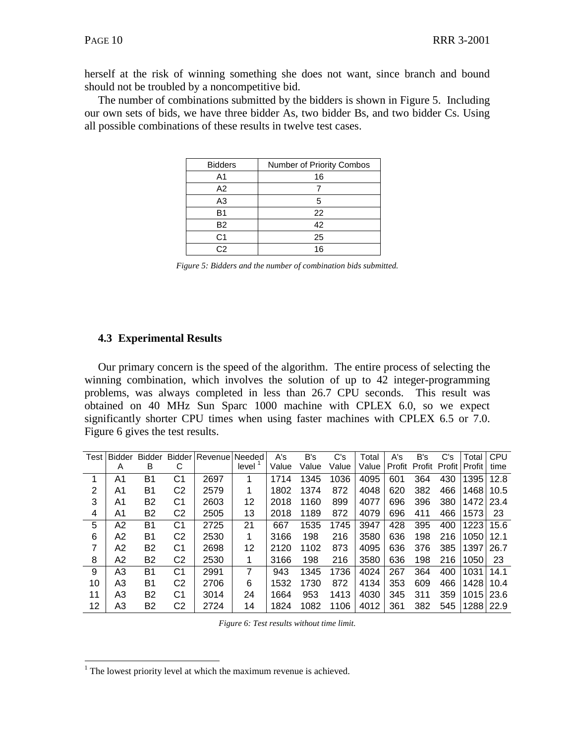herself at the risk of winning something she does not want, since branch and bound should not be troubled by a noncompetitive bid.

The number of combinations submitted by the bidders is shown in Figure 5. Including our own sets of bids, we have three bidder As, two bidder Bs, and two bidder Cs. Using all possible combinations of these results in twelve test cases.

| Bidders | Number of Priority Combos |
|---|---|
| A1 | 16 |
| A2 | 7 |
| A3 | 5 |
| B1 | 22 |
| B2 | 42 |
| C1 | 25 |
| C2 | 16 |

*Figure 5: Bidders and the number of combination bids submitted.*

### 4.3 Experimental Results

Our primary concern is the speed of the algorithm. The entire process of selecting the winning combination, which involves the solution of up to 42 integer-programming problems, was always completed in less than 26.7 CPU seconds. This result was obtained on 40 MHz Sun Sparc 1000 machine with CPLEX 6.0, so we expect significantly shorter CPU times when using faster machines with CPLEX 6.5 or 7.0. Figure 6 gives the test results.

| Test | Bidder A | Bidder B | Bidder C | Revenue | Needed level [1] | A's Value | B's Value | C's Value | Total Value | A's Profit | B's Profit | C's Profit | Total Profit | CPU time |
|---|---|---|---|---|---|---|---|---|---|---|---|---|---|---|
| 1 | A1 | B1 | C1 | 2697 | 1 | 1714 | 1345 | 1036 | 4095 | 601 | 364 | 430 | 1395 | 12.8 |
| 2 | A1 | B1 | C2 | 2579 | 1 | 1802 | 1374 | 872 | 4048 | 620 | 382 | 466 | 1468 | 10.5 |
| 3 | A1 | B2 | C1 | 2603 | 12 | 2018 | 1160 | 899 | 4077 | 696 | 396 | 380 | 1472 | 23.4 |
| 4 | A1 | B2 | C2 | 2505 | 13 | 2018 | 1189 | 872 | 4079 | 696 | 411 | 466 | 1573 | 23 |
| 5 | A2 | B1 | C1 | 2725 | 21 | 667 | 1535 | 1745 | 3947 | 428 | 395 | 400 | 1223 | 15.6 |
| 6 | A2 | B1 | C2 | 2530 | 1 | 3166 | 198 | 216 | 3580 | 636 | 198 | 216 | 1050 | 12.1 |
| 7 | A2 | B2 | C1 | 2698 | 12 | 2120 | 1102 | 873 | 4095 | 636 | 376 | 385 | 1397 | 26.7 |
| 8 | A2 | B2 | C2 | 2530 | 1 | 3166 | 198 | 216 | 3580 | 636 | 198 | 216 | 1050 | 23 |
| 9 | A3 | B1 | C1 | 2991 | 7 | 943 | 1345 | 1736 | 4024 | 267 | 364 | 400 | 1031 | 14.1 |
| 10 | A3 | B1 | C2 | 2706 | 6 | 1532 | 1730 | 872 | 4134 | 353 | 609 | 466 | 1428 | 10.4 |
| 11 | A3 | B2 | C1 | 3014 | 24 | 1664 | 953 | 1413 | 4030 | 345 | 311 | 359 | 1015 | 23.6 |
| 12 | A3 | B2 | C2 | 2724 | 14 | 1824 | 1082 | 1106 | 4012 | 361 | 382 | 545 | 1288 | 22.9 |

*Figure 6: Test results without time limit.*

[1] The lowest priority level at which the maximum revenue is achieved.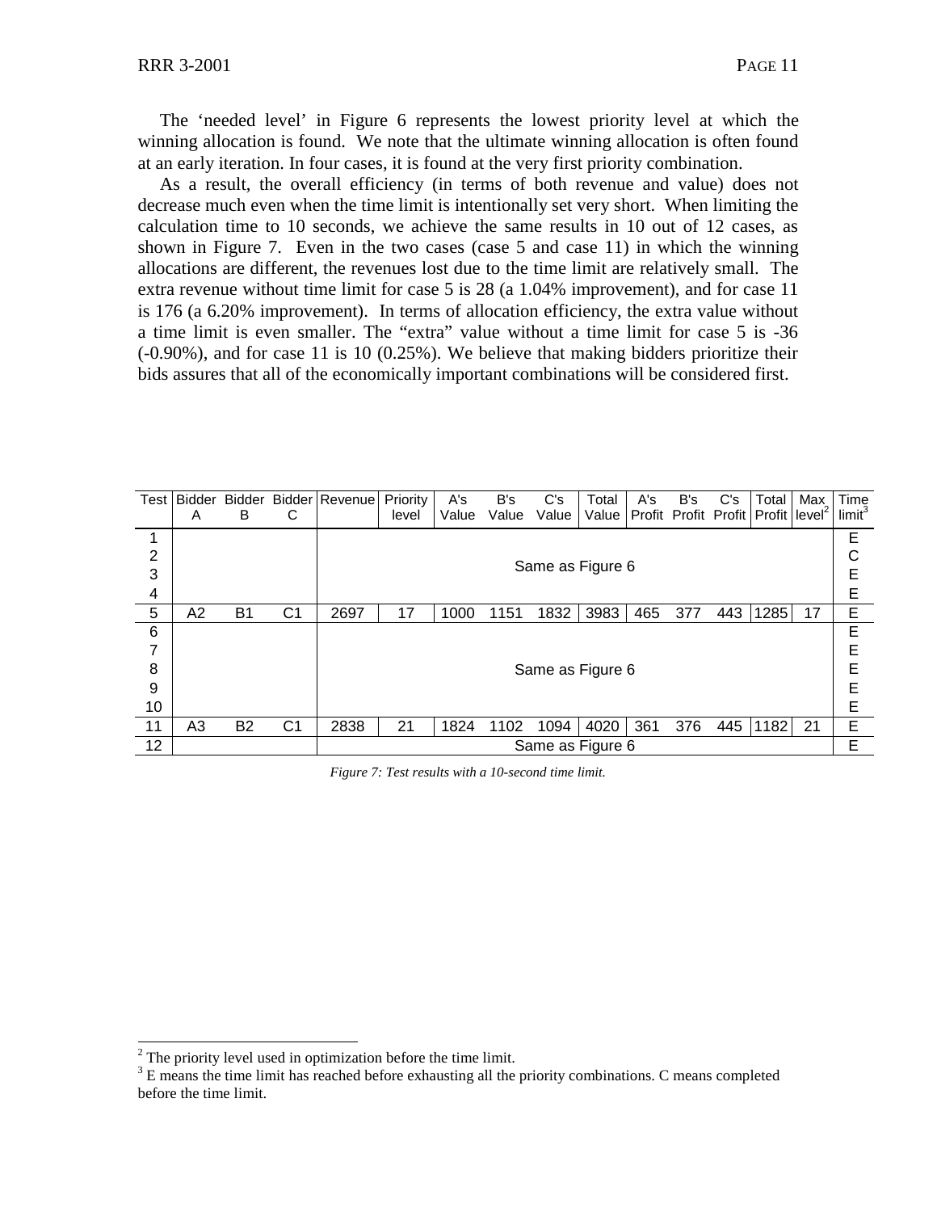The 'needed level' in Figure 6 represents the lowest priority level at which the winning allocation is found. We note that the ultimate winning allocation is often found at an early iteration. In four cases, it is found at the very first priority combination.

As a result, the overall efficiency (in terms of both revenue and value) does not decrease much even when the time limit is intentionally set very short. When limiting the calculation time to 10 seconds, we achieve the same results in 10 out of 12 cases, as shown in Figure 7. Even in the two cases (case 5 and case 11) in which the winning allocations are different, the revenues lost due to the time limit are relatively small. The extra revenue without time limit for case 5 is 28 (a 1.04% improvement), and for case 11 is 176 (a 6.20% improvement). In terms of allocation efficiency, the extra value without a time limit is even smaller. The "extra" value without a time limit for case 5 is -36 (-0.90%), and for case 11 is 10 (0.25%). We believe that making bidders prioritize their bids assures that all of the economically important combinations will be considered first.

| Test | Bidder A | Bidder B | Bidder C | Revenue | Priority level | A's Value | B's Value | C's Value | Total Value | A's Profit | B's Profit | C's Profit | Total Profit | Max level[2] | Time limit[3] |
|---|---|---|---|---|---|---|---|---|---|---|---|---|---|---|---|
| 1 | | | | Same as Figure 6 | | | | | | | | | | | E |
| 2 | | | | | | | | | | | | | | | C |
| 3 | | | | | | | | | | | | | | | E |
| 4 | | | | | | | | | | | | | | | E |
| 5 | A2 | B1 | C1 | 2697 | 17 | 1000 | 1151 | 1832 | 3983 | 465 | 377 | 443 | 1285 | 17 | E |
| 6 | | | | Same as Figure 6 | | | | | | | | | | | E |
| 7 | | | | | | | | | | | | | | | E |
| 8 | | | | | | | | | | | | | | | E |
| 9 | | | | | | | | | | | | | | | E |
| 10 | | | | | | | | | | | | | | | E |
| 11 | A3 | B2 | C1 | 2838 | 21 | 1824 | 1102 | 1094 | 4020 | 361 | 376 | 445 | 1182 | 21 | E |
| 12 | | | | Same as Figure 6 | | | | | | | | | | | E |

*Figure 7: Test results with a 10-second time limit.*

[2] The priority level used in optimization before the time limit.

[3] E means the time limit has reached before exhausting all the priority combinations. C means completed before the time limit.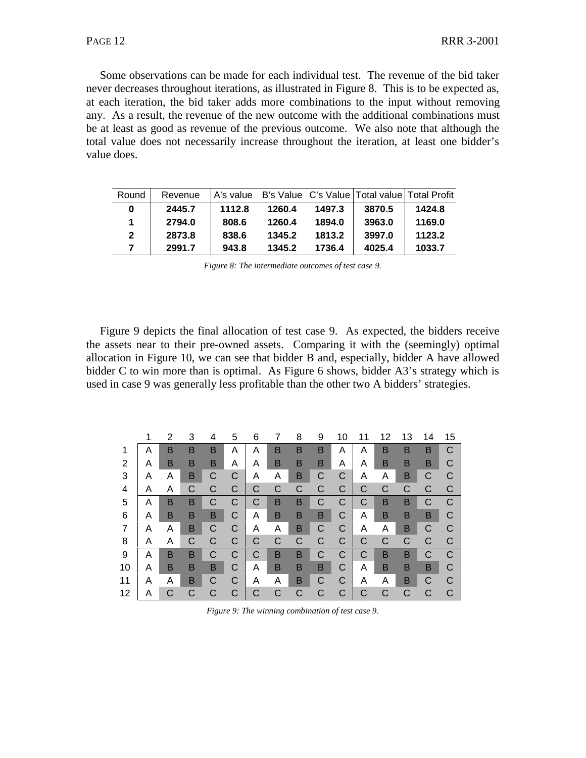Some observations can be made for each individual test. The revenue of the bid taker never decreases throughout iterations, as illustrated in Figure 8. This is to be expected as, at each iteration, the bid taker adds more combinations to the input without removing any. As a result, the revenue of the new outcome with the additional combinations must be at least as good as revenue of the previous outcome. We also note that although the total value does not necessarily increase throughout the iteration, at least one bidder's value does.

| Round | Revenue | A's value | B's Value | C's Value | Total value | Total Profit |
|---|---|---|---|---|---|---|
| **0** | **2445.7** | **1112.8** | **1260.4** | **1497.3** | **3870.5** | **1424.8** |
| **1** | **2794.0** | **808.6** | **1260.4** | **1894.0** | **3963.0** | **1169.0** |
| **2** | **2873.8** | **838.6** | **1345.2** | **1813.2** | **3997.0** | **1123.2** |
| **7** | **2991.7** | **943.8** | **1345.2** | **1736.4** | **4025.4** | **1033.7** |

*Figure 8: The intermediate outcomes of test case 9.*

Figure 9 depicts the final allocation of test case 9. As expected, the bidders receive the assets near to their pre-owned assets. Comparing it with the (seemingly) optimal allocation in Figure 10, we can see that bidder B and, especially, bidder A have allowed bidder C to win more than is optimal. As Figure 6 shows, bidder A3's strategy which is used in case 9 was generally less profitable than the other two A bidders' strategies.

| | 1 | 2 | 3 | 4 | 5 | 6 | 7 | 8 | 9 | 10 | 11 | 12 | 13 | 14 | 15 |
|---|---|---|---|---|---|---|---|---|---|---|---|---|---|---|---|
| 1 | A | B | B | B | A | A | B | B | B | A | A | B | B | B | C |
| 2 | A | B | B | B | A | A | B | B | B | A | A | B | B | B | C |
| 3 | A | A | B | C | C | A | A | B | C | C | A | A | B | C | C |
| 4 | A | A | C | C | C | C | C | C | C | C | C | C | C | C | C |
| 5 | A | B | B | C | C | C | B | B | C | C | C | B | B | C | C |
| 6 | A | B | B | B | C | A | B | B | B | C | A | B | B | B | C |
| 7 | A | A | B | C | C | A | A | B | C | C | A | A | B | C | C |
| 8 | A | A | C | C | C | C | C | C | C | C | C | C | C | C | C |
| 9 | A | B | B | C | C | C | B | B | C | C | C | B | B | C | C |
| 10 | A | B | B | B | C | A | B | B | B | C | A | B | B | B | C |
| 11 | A | A | B | C | C | A | A | B | C | C | A | A | B | C | C |
| 12 | A | C | C | C | C | C | C | C | C | C | C | C | C | C | C |

*Figure 9: The winning combination of test case 9.*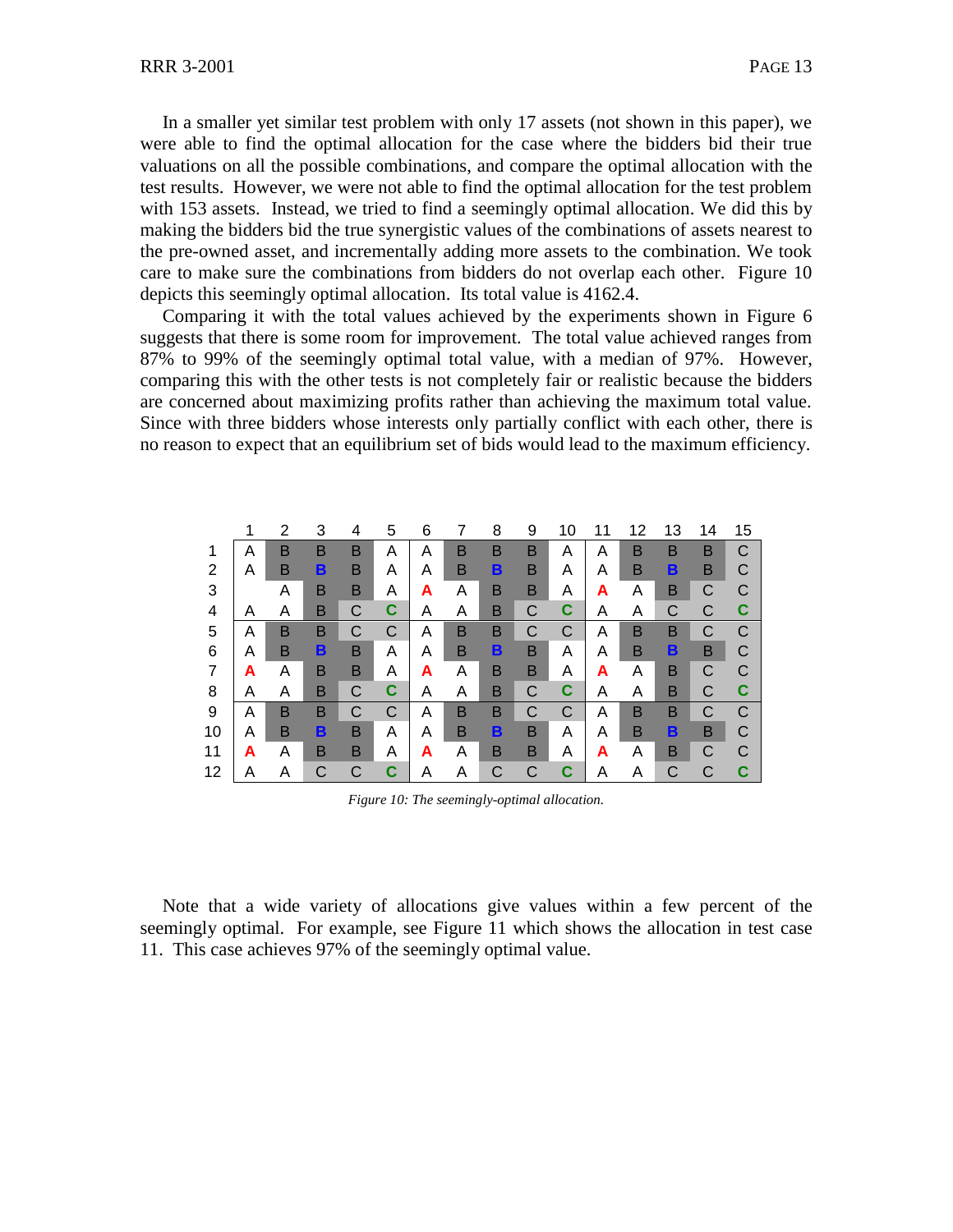In a smaller yet similar test problem with only 17 assets (not shown in this paper), we were able to find the optimal allocation for the case where the bidders bid their true valuations on all the possible combinations, and compare the optimal allocation with the test results. However, we were not able to find the optimal allocation for the test problem with 153 assets. Instead, we tried to find a seemingly optimal allocation. We did this by making the bidders bid the true synergistic values of the combinations of assets nearest to the pre-owned asset, and incrementally adding more assets to the combination. We took care to make sure the combinations from bidders do not overlap each other. Figure 10 depicts this seemingly optimal allocation. Its total value is 4162.4.

Comparing it with the total values achieved by the experiments shown in Figure 6 suggests that there is some room for improvement. The total value achieved ranges from 87% to 99% of the seemingly optimal total value, with a median of 97%. However, comparing this with the other tests is not completely fair or realistic because the bidders are concerned about maximizing profits rather than achieving the maximum total value. Since with three bidders whose interests only partially conflict with each other, there is no reason to expect that an equilibrium set of bids would lead to the maximum efficiency.

| | 1 | 2 | 3 | 4 | 5 | 6 | 7 | 8 | 9 | 10 | 11 | 12 | 13 | 14 | 15 |
|---|---|---|---|---|---|---|---|---|---|---|---|---|---|---|---|
| 1 | A | B | B | B | A | A | B | B | B | A | A | B | B | B | C |
| 2 | A | B | **B** | B | A | A | B | **B** | B | A | A | B | **B** | B | C |
| 3 | | A | B | B | A | **A** | A | B | B | A | **A** | A | B | C | C |
| 4 | A | A | B | C | **C** | A | A | B | C | **C** | A | A | C | C | **C** |
| 5 | A | B | B | C | C | A | B | B | C | C | A | B | B | C | C |
| 6 | A | B | **B** | B | A | A | B | **B** | B | A | A | B | **B** | B | C |
| 7 | **A** | A | B | B | A | **A** | A | B | B | A | **A** | A | B | C | C |
| 8 | A | A | B | C | **C** | A | A | B | C | **C** | A | A | B | C | **C** |
| 9 | A | B | B | C | C | A | B | B | C | C | A | B | B | C | C |
| 10 | A | B | **B** | B | A | A | B | **B** | B | A | A | B | **B** | B | C |
| 11 | **A** | A | B | B | A | **A** | A | B | B | A | **A** | A | B | C | C |
| 12 | A | A | C | C | **C** | A | A | C | C | **C** | A | A | C | C | **C** |

*Figure 10: The seemingly-optimal allocation.*

Note that a wide variety of allocations give values within a few percent of the seemingly optimal. For example, see Figure 11 which shows the allocation in test case 11. This case achieves 97% of the seemingly optimal value.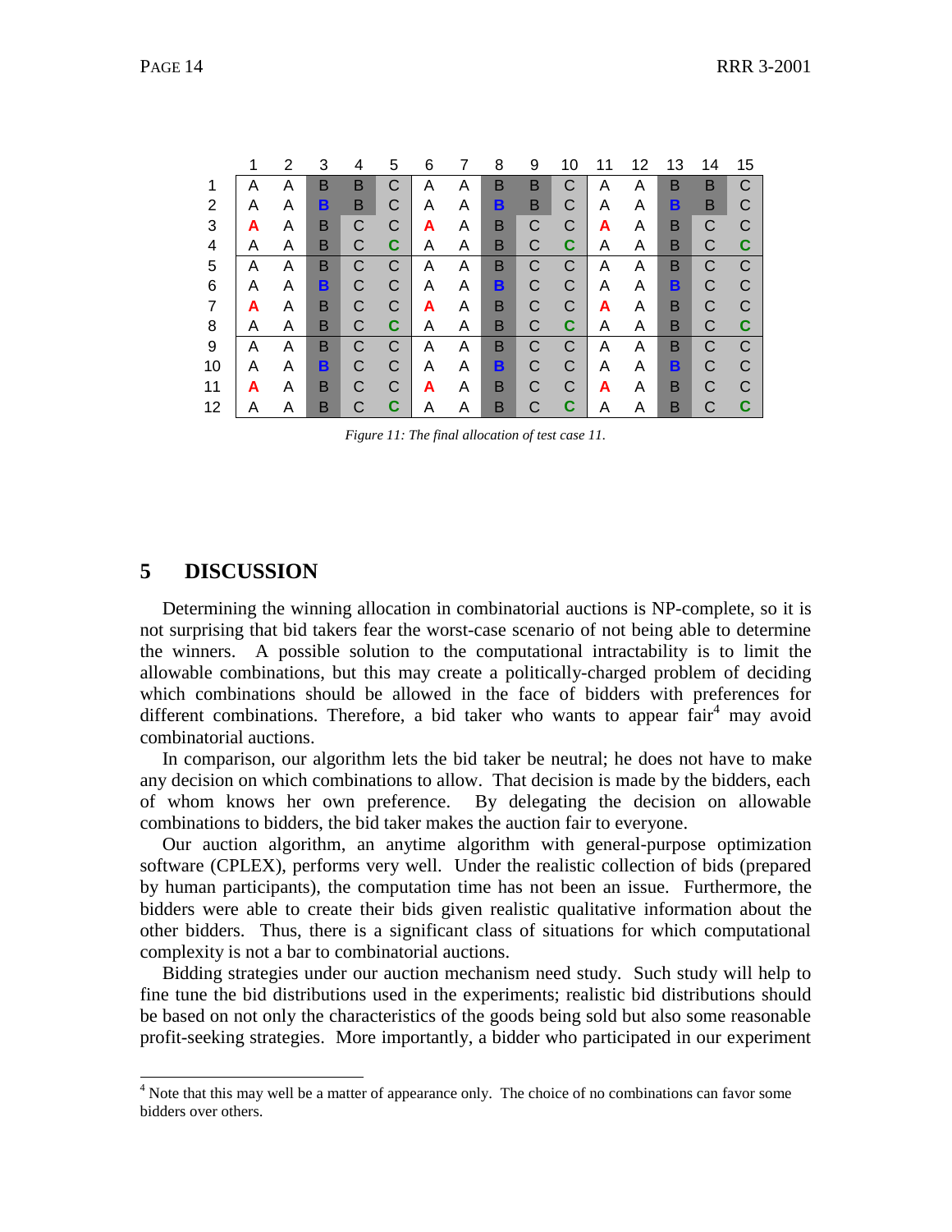| | 1 | 2 | 3 | 4 | 5 | 6 | 7 | 8 | 9 | 10 | 11 | 12 | 13 | 14 | 15 |
|---|---|---|---|---|---|---|---|---|---|---|---|---|---|---|---|
| 1 | A | A | B | B | C | A | A | B | B | C | A | A | B | B | C |
| 2 | A | A | B | B | C | A | A | B | B | C | A | A | B | B | C |
| 3 | A | A | B | C | C | A | A | B | C | C | A | A | B | C | C |
| 4 | A | A | B | C | C | A | A | B | C | C | A | A | B | C | C |
| 5 | A | A | B | C | C | A | A | B | C | C | A | A | B | C | C |
| 6 | A | A | B | C | C | A | A | B | C | C | A | A | B | C | C |
| 7 | A | A | B | C | C | A | A | B | C | C | A | A | B | C | C |
| 8 | A | A | B | C | C | A | A | B | C | C | A | A | B | C | C |
| 9 | A | A | B | C | C | A | A | B | C | C | A | A | B | C | C |
| 10 | A | A | B | C | C | A | A | B | C | C | A | A | B | C | C |
| 11 | A | A | B | C | C | A | A | B | C | C | A | A | B | C | C |
| 12 | A | A | B | C | C | A | A | B | C | C | A | A | B | C | C |

*Figure 11: The final allocation of test case 11.*

# 5 DISCUSSION

Determining the winning allocation in combinatorial auctions is NP-complete, so it is not surprising that bid takers fear the worst-case scenario of not being able to determine the winners. A possible solution to the computational intractability is to limit the allowable combinations, but this may create a politically-charged problem of deciding which combinations should be allowed in the face of bidders with preferences for different combinations. Therefore, a bid taker who wants to appear fair[4] may avoid combinatorial auctions.

In comparison, our algorithm lets the bid taker be neutral; he does not have to make any decision on which combinations to allow. That decision is made by the bidders, each of whom knows her own preference. By delegating the decision on allowable combinations to bidders, the bid taker makes the auction fair to everyone.

Our auction algorithm, an anytime algorithm with general-purpose optimization software (CPLEX), performs very well. Under the realistic collection of bids (prepared by human participants), the computation time has not been an issue. Furthermore, the bidders were able to create their bids given realistic qualitative information about the other bidders. Thus, there is a significant class of situations for which computational complexity is not a bar to combinatorial auctions.

Bidding strategies under our auction mechanism need study. Such study will help to fine tune the bid distributions used in the experiments; realistic bid distributions should be based on not only the characteristics of the goods being sold but also some reasonable profit-seeking strategies. More importantly, a bidder who participated in our experiment

---

[4] Note that this may well be a matter of appearance only. The choice of no combinations can favor some bidders over others.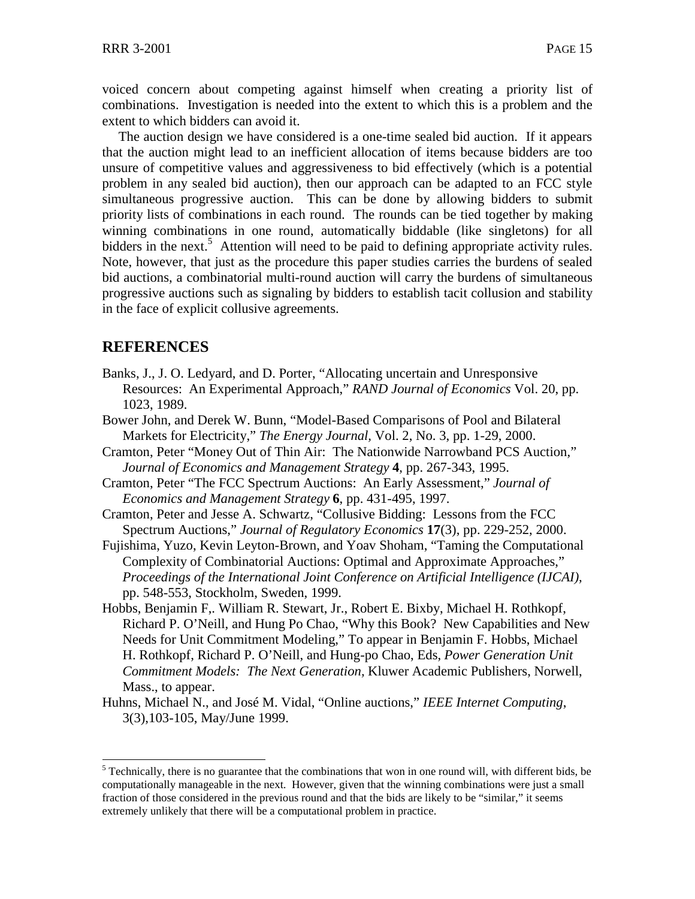voiced concern about competing against himself when creating a priority list of combinations. Investigation is needed into the extent to which this is a problem and the extent to which bidders can avoid it.

The auction design we have considered is a one-time sealed bid auction. If it appears that the auction might lead to an inefficient allocation of items because bidders are too unsure of competitive values and aggressiveness to bid effectively (which is a potential problem in any sealed bid auction), then our approach can be adapted to an FCC style simultaneous progressive auction. This can be done by allowing bidders to submit priority lists of combinations in each round. The rounds can be tied together by making winning combinations in one round, automatically biddable (like singletons) for all bidders in the next.[5] Attention will need to be paid to defining appropriate activity rules. Note, however, that just as the procedure this paper studies carries the burdens of sealed bid auctions, a combinatorial multi-round auction will carry the burdens of simultaneous progressive auctions such as signaling by bidders to establish tacit collusion and stability in the face of explicit collusive agreements.

## REFERENCES

Banks, J., J. O. Ledyard, and D. Porter, "Allocating uncertain and Unresponsive Resources: An Experimental Approach," *RAND Journal of Economics* Vol. 20, pp. 1023, 1989.

Bower John, and Derek W. Bunn, "Model-Based Comparisons of Pool and Bilateral Markets for Electricity," *The Energy Journal*, Vol. 2, No. 3, pp. 1-29, 2000.

Cramton, Peter "Money Out of Thin Air: The Nationwide Narrowband PCS Auction," *Journal of Economics and Management Strategy* **4**, pp. 267-343, 1995.

Cramton, Peter "The FCC Spectrum Auctions: An Early Assessment," *Journal of Economics and Management Strategy* **6**, pp. 431-495, 1997.

Cramton, Peter and Jesse A. Schwartz, "Collusive Bidding: Lessons from the FCC Spectrum Auctions," *Journal of Regulatory Economics* **17**(3), pp. 229-252, 2000.

Fujishima, Yuzo, Kevin Leyton-Brown, and Yoav Shoham, "Taming the Computational Complexity of Combinatorial Auctions: Optimal and Approximate Approaches," *Proceedings of the International Joint Conference on Artificial Intelligence (IJCAI)*, pp. 548-553, Stockholm, Sweden, 1999.

Hobbs, Benjamin F,. William R. Stewart, Jr., Robert E. Bixby, Michael H. Rothkopf, Richard P. O'Neill, and Hung Po Chao, "Why this Book? New Capabilities and New Needs for Unit Commitment Modeling," To appear in Benjamin F. Hobbs, Michael H. Rothkopf, Richard P. O'Neill, and Hung-po Chao, Eds, *Power Generation Unit Commitment Models: The Next Generation*, Kluwer Academic Publishers, Norwell, Mass., to appear.

Huhns, Michael N., and José M. Vidal, "Online auctions," *IEEE Internet Computing*, 3(3),103-105, May/June 1999.

---

[5] Technically, there is no guarantee that the combinations that won in one round will, with different bids, be computationally manageable in the next. However, given that the winning combinations were just a small fraction of those considered in the previous round and that the bids are likely to be "similar," it seems extremely unlikely that there will be a computational problem in practice.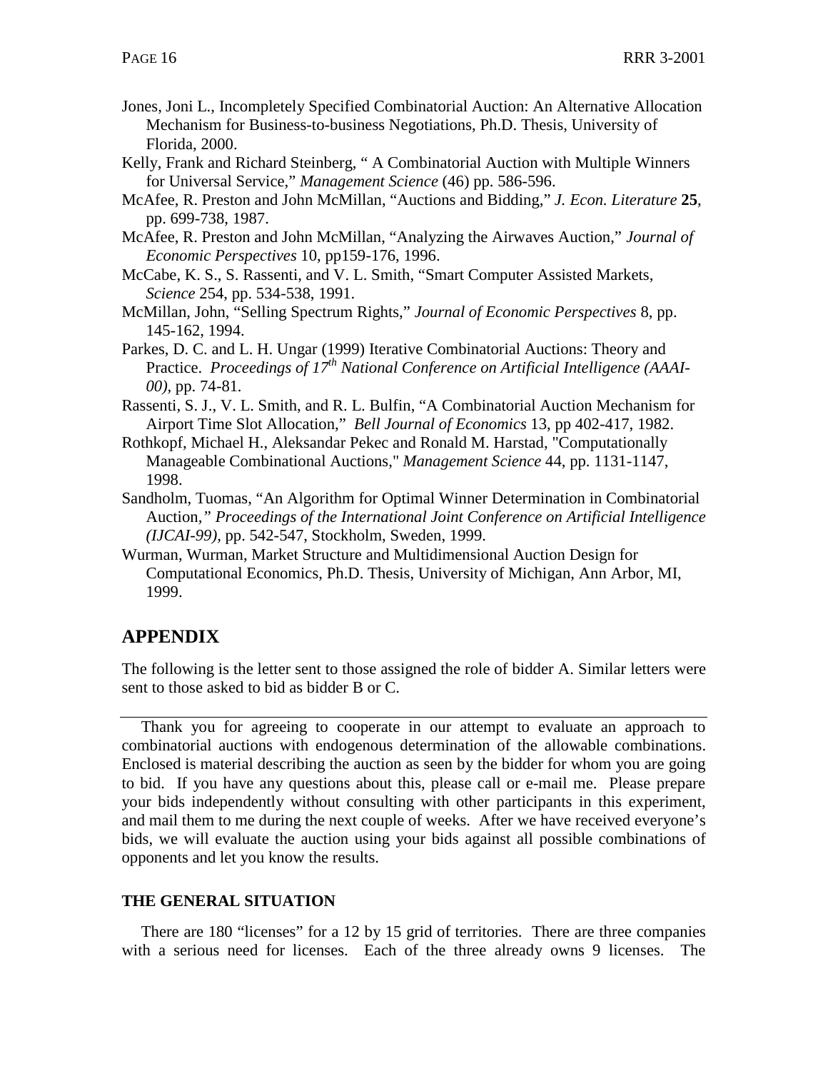Jones, Joni L., Incompletely Specified Combinatorial Auction: An Alternative Allocation Mechanism for Business-to-business Negotiations, Ph.D. Thesis, University of Florida, 2000.

Kelly, Frank and Richard Steinberg, " A Combinatorial Auction with Multiple Winners for Universal Service," *Management Science* (46) pp. 586-596.

McAfee, R. Preston and John McMillan, "Auctions and Bidding," *J. Econ. Literature* **25**, pp. 699-738, 1987.

McAfee, R. Preston and John McMillan, "Analyzing the Airwaves Auction," *Journal of Economic Perspectives* 10, pp159-176, 1996.

McCabe, K. S., S. Rassenti, and V. L. Smith, "Smart Computer Assisted Markets, *Science* 254, pp. 534-538, 1991.

McMillan, John, "Selling Spectrum Rights," *Journal of Economic Perspectives* 8, pp. 145-162, 1994.

Parkes, D. C. and L. H. Ungar (1999) Iterative Combinatorial Auctions: Theory and Practice. *Proceedings of 17th National Conference on Artificial Intelligence (AAAI-00),* pp. 74-81.

Rassenti, S. J., V. L. Smith, and R. L. Bulfin, "A Combinatorial Auction Mechanism for Airport Time Slot Allocation," *Bell Journal of Economics* 13, pp 402-417, 1982.

Rothkopf, Michael H., Aleksandar Pekec and Ronald M. Harstad, "Computationally Manageable Combinational Auctions," *Management Science* 44, pp. 1131-1147, 1998.

Sandholm, Tuomas, "An Algorithm for Optimal Winner Determination in Combinatorial Auction," *Proceedings of the International Joint Conference on Artificial Intelligence (IJCAI-99),* pp. 542-547, Stockholm, Sweden, 1999.

Wurman, Wurman, Market Structure and Multidimensional Auction Design for Computational Economics, Ph.D. Thesis, University of Michigan, Ann Arbor, MI, 1999.

## APPENDIX

The following is the letter sent to those assigned the role of bidder A. Similar letters were sent to those asked to bid as bidder B or C.

---

Thank you for agreeing to cooperate in our attempt to evaluate an approach to combinatorial auctions with endogenous determination of the allowable combinations. Enclosed is material describing the auction as seen by the bidder for whom you are going to bid. If you have any questions about this, please call or e-mail me. Please prepare your bids independently without consulting with other participants in this experiment, and mail them to me during the next couple of weeks. After we have received everyone's bids, we will evaluate the auction using your bids against all possible combinations of opponents and let you know the results.

### THE GENERAL SITUATION

There are 180 "licenses" for a 12 by 15 grid of territories. There are three companies with a serious need for licenses. Each of the three already owns 9 licenses. The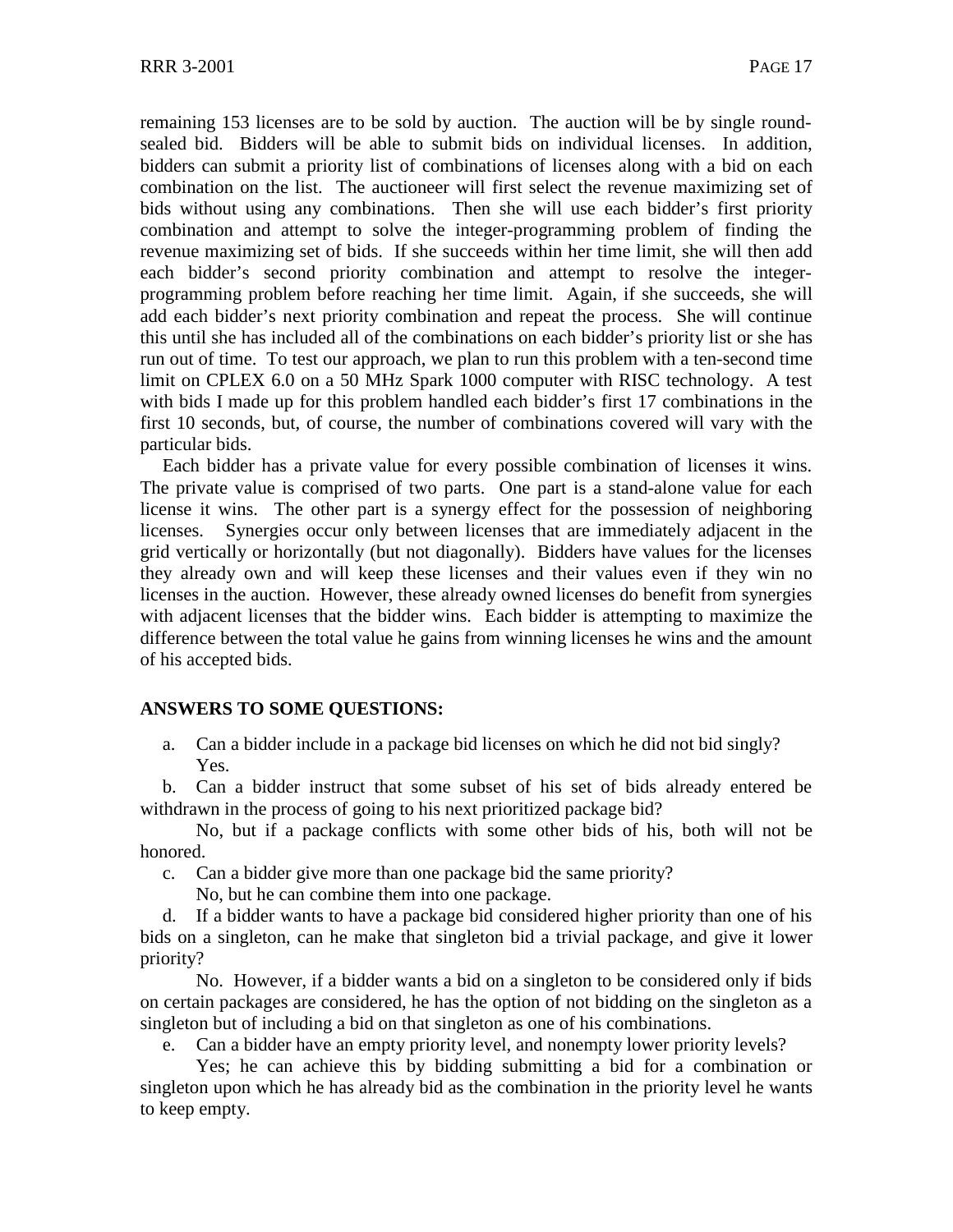remaining 153 licenses are to be sold by auction. The auction will be by single round-sealed bid. Bidders will be able to submit bids on individual licenses. In addition, bidders can submit a priority list of combinations of licenses along with a bid on each combination on the list. The auctioneer will first select the revenue maximizing set of bids without using any combinations. Then she will use each bidder's first priority combination and attempt to solve the integer-programming problem of finding the revenue maximizing set of bids. If she succeeds within her time limit, she will then add each bidder's second priority combination and attempt to resolve the integer-programming problem before reaching her time limit. Again, if she succeeds, she will add each bidder's next priority combination and repeat the process. She will continue this until she has included all of the combinations on each bidder's priority list or she has run out of time. To test our approach, we plan to run this problem with a ten-second time limit on CPLEX 6.0 on a 50 MHz Spark 1000 computer with RISC technology. A test with bids I made up for this problem handled each bidder's first 17 combinations in the first 10 seconds, but, of course, the number of combinations covered will vary with the particular bids.

Each bidder has a private value for every possible combination of licenses it wins. The private value is comprised of two parts. One part is a stand-alone value for each license it wins. The other part is a synergy effect for the possession of neighboring licenses. Synergies occur only between licenses that are immediately adjacent in the grid vertically or horizontally (but not diagonally). Bidders have values for the licenses they already own and will keep these licenses and their values even if they win no licenses in the auction. However, these already owned licenses do benefit from synergies with adjacent licenses that the bidder wins. Each bidder is attempting to maximize the difference between the total value he gains from winning licenses he wins and the amount of his accepted bids.

**ANSWERS TO SOME QUESTIONS:**

a. Can a bidder include in a package bid licenses on which he did not bid singly?

Yes.

b. Can a bidder instruct that some subset of his set of bids already entered be withdrawn in the process of going to his next prioritized package bid?

No, but if a package conflicts with some other bids of his, both will not be honored.

c. Can a bidder give more than one package bid the same priority?

No, but he can combine them into one package.

d. If a bidder wants to have a package bid considered higher priority than one of his bids on a singleton, can he make that singleton bid a trivial package, and give it lower priority?

No. However, if a bidder wants a bid on a singleton to be considered only if bids on certain packages are considered, he has the option of not bidding on the singleton as a singleton but of including a bid on that singleton as one of his combinations.

e. Can a bidder have an empty priority level, and nonempty lower priority levels?

Yes; he can achieve this by bidding submitting a bid for a combination or singleton upon which he has already bid as the combination in the priority level he wants to keep empty.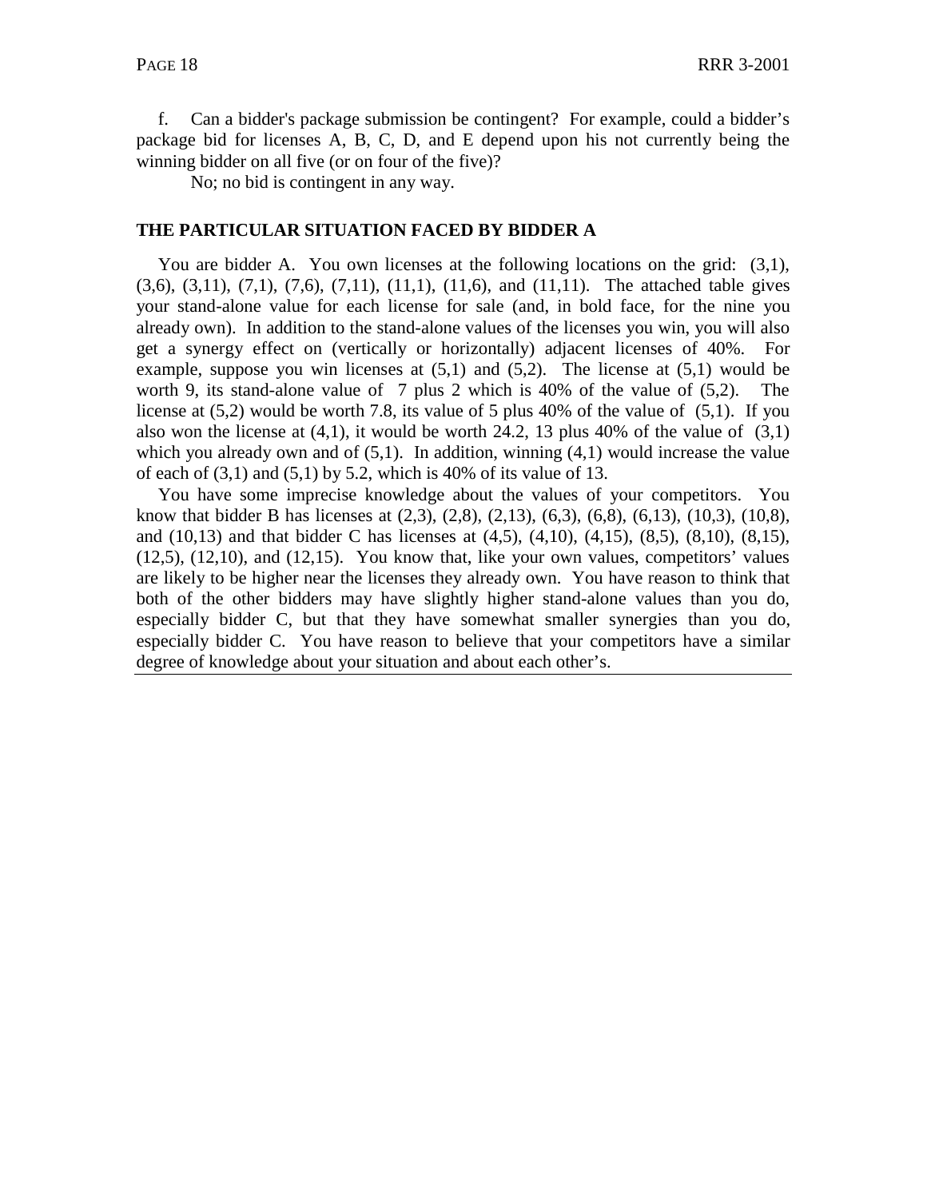f. Can a bidder's package submission be contingent? For example, could a bidder's package bid for licenses A, B, C, D, and E depend upon his not currently being the winning bidder on all five (or on four of the five)?

No; no bid is contingent in any way.

## THE PARTICULAR SITUATION FACED BY BIDDER A

You are bidder A. You own licenses at the following locations on the grid: (3,1), (3,6), (3,11), (7,1), (7,6), (7,11), (11,1), (11,6), and (11,11). The attached table gives your stand-alone value for each license for sale (and, in bold face, for the nine you already own). In addition to the stand-alone values of the licenses you win, you will also get a synergy effect on (vertically or horizontally) adjacent licenses of 40%. For example, suppose you win licenses at (5,1) and (5,2). The license at (5,1) would be worth 9, its stand-alone value of 7 plus 2 which is 40% of the value of (5,2). The license at (5,2) would be worth 7.8, its value of 5 plus 40% of the value of (5,1). If you also won the license at (4,1), it would be worth 24.2, 13 plus 40% of the value of (3,1) which you already own and of (5,1). In addition, winning (4,1) would increase the value of each of (3,1) and (5,1) by 5.2, which is 40% of its value of 13.

You have some imprecise knowledge about the values of your competitors. You know that bidder B has licenses at (2,3), (2,8), (2,13), (6,3), (6,8), (6,13), (10,3), (10,8), and (10,13) and that bidder C has licenses at (4,5), (4,10), (4,15), (8,5), (8,10), (8,15), (12,5), (12,10), and (12,15). You know that, like your own values, competitors' values are likely to be higher near the licenses they already own. You have reason to think that both of the other bidders may have slightly higher stand-alone values than you do, especially bidder C, but that they have somewhat smaller synergies than you do, especially bidder C. You have reason to believe that your competitors have a similar degree of knowledge about your situation and about each other's.